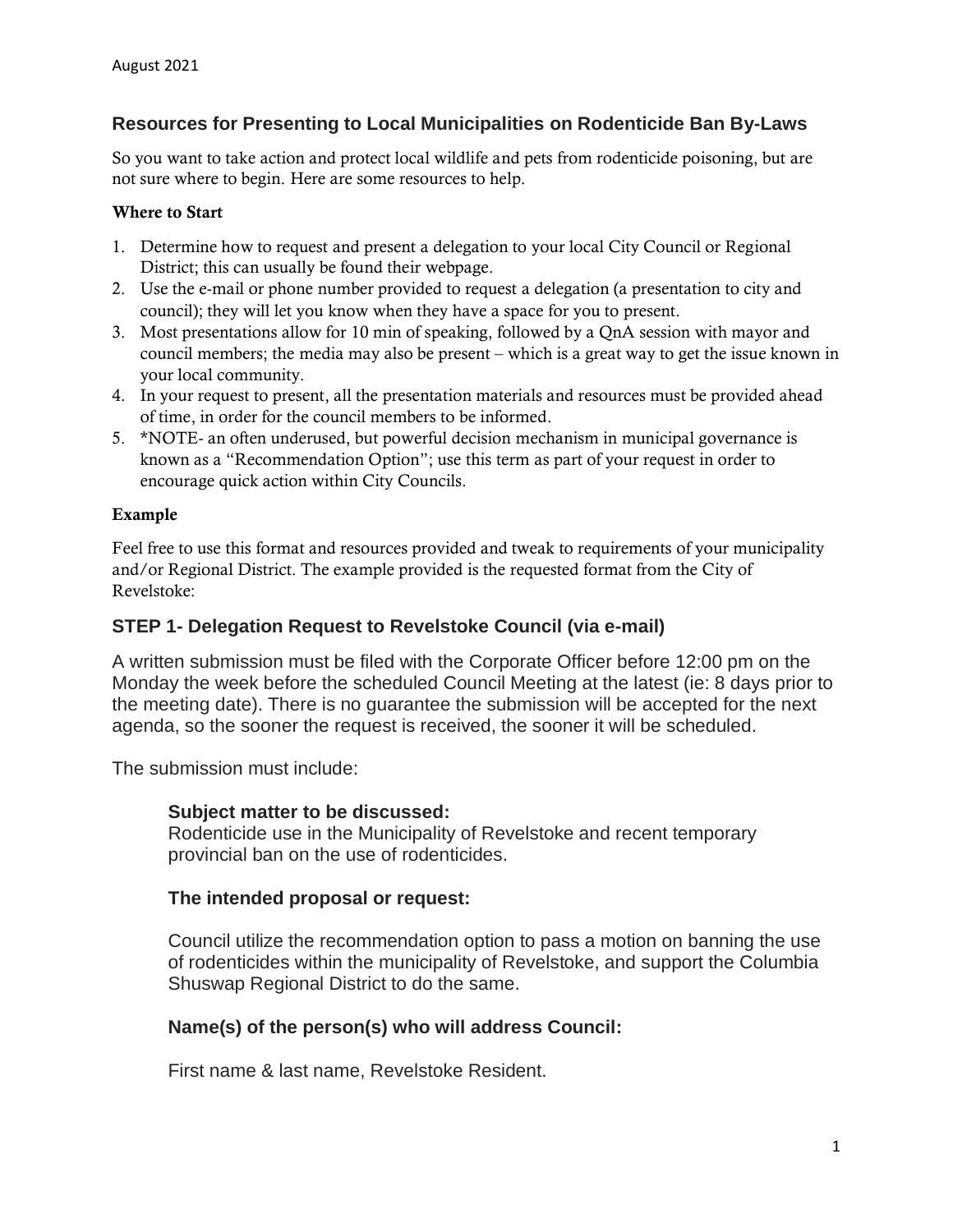August 2021

## Resources for Presenting to Local Municipalities on Rodenticide Ban By-Laws

So you want to take action and protect local wildlife and pets from rodenticide poisoning, but are not sure where to begin. Here are some resources to help.

**Where to Start**

1. Determine how to request and present a delegation to your local City Council or Regional District; this can usually be found their webpage.
2. Use the e-mail or phone number provided to request a delegation (a presentation to city and council); they will let you know when they have a space for you to present.
3. Most presentations allow for 10 min of speaking, followed by a QnA session with mayor and council members; the media may also be present – which is a great way to get the issue known in your local community.
4. In your request to present, all the presentation materials and resources must be provided ahead of time, in order for the council members to be informed.
5. *NOTE- an often underused, but powerful decision mechanism in municipal governance is known as a "Recommendation Option"; use this term as part of your request in order to encourage quick action within City Councils.

**Example**

Feel free to use this format and resources provided and tweak to requirements of your municipality and/or Regional District. The example provided is the requested format from the City of Revelstoke:

### STEP 1- Delegation Request to Revelstoke Council (via e-mail)

A written submission must be filed with the Corporate Officer before 12:00 pm on the Monday the week before the scheduled Council Meeting at the latest (ie: 8 days prior to the meeting date). There is no guarantee the submission will be accepted for the next agenda, so the sooner the request is received, the sooner it will be scheduled.

The submission must include:

> **Subject matter to be discussed:**
> Rodenticide use in the Municipality of Revelstoke and recent temporary provincial ban on the use of rodenticides.
>
> **The intended proposal or request:**
>
> Council utilize the recommendation option to pass a motion on banning the use of rodenticides within the municipality of Revelstoke, and support the Columbia Shuswap Regional District to do the same.
>
> **Name(s) of the person(s) who will address Council:**
>
> First name & last name, Revelstoke Resident.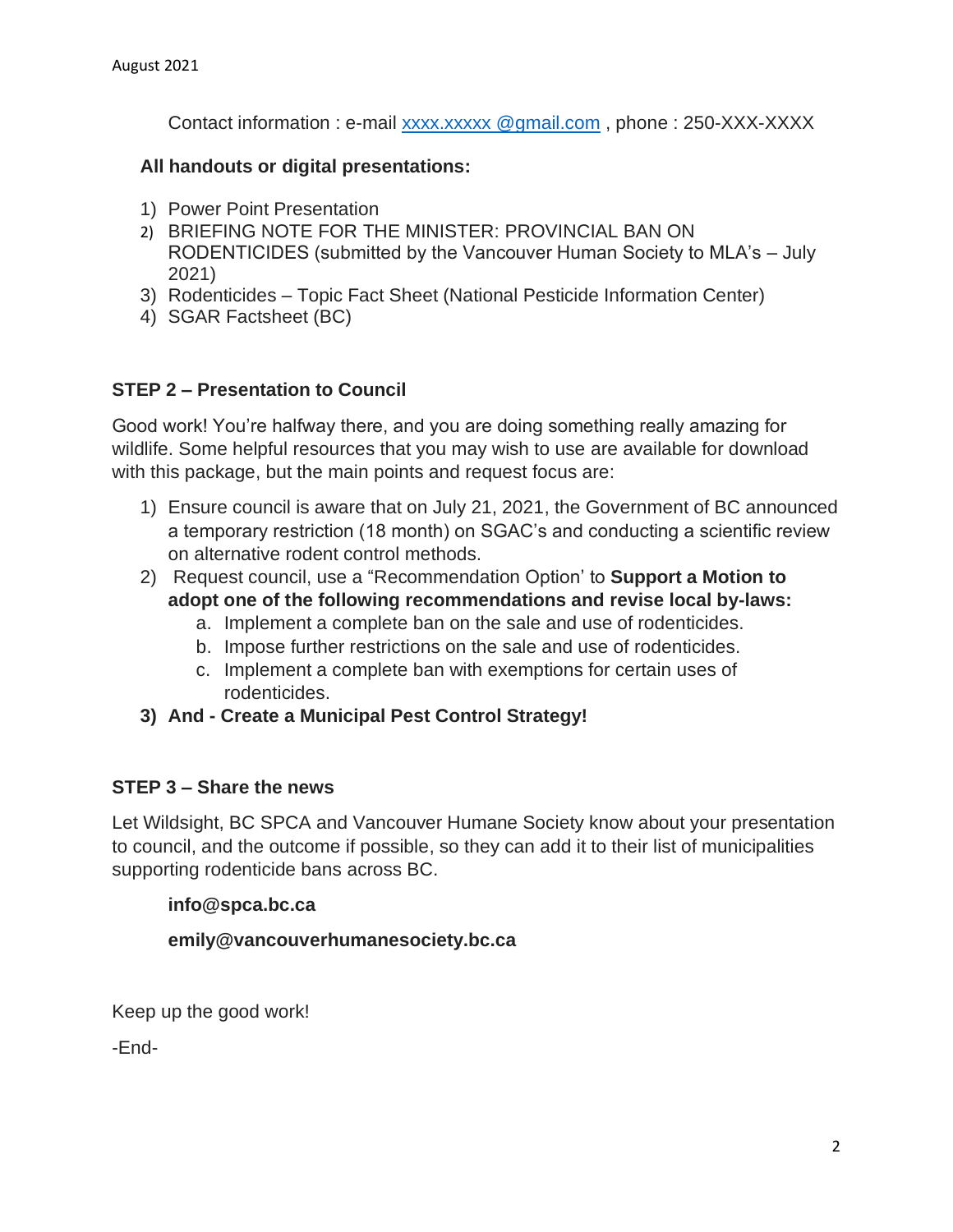August 2021

Contact information : e-mail xxxx.xxxxx @gmail.com , phone : 250-XXX-XXXX

**All handouts or digital presentations:**

1) Power Point Presentation
2) BRIEFING NOTE FOR THE MINISTER: PROVINCIAL BAN ON RODENTICIDES (submitted by the Vancouver Human Society to MLA's – July 2021)
3) Rodenticides – Topic Fact Sheet (National Pesticide Information Center)
4) SGAR Factsheet (BC)

## STEP 2 – Presentation to Council

Good work! You're halfway there, and you are doing something really amazing for wildlife. Some helpful resources that you may wish to use are available for download with this package, but the main points and request focus are:

1) Ensure council is aware that on July 21, 2021, the Government of BC announced a temporary restriction (18 month) on SGAC's and conducting a scientific review on alternative rodent control methods.
2) Request council, use a "Recommendation Option' to **Support a Motion to adopt one of the following recommendations and revise local by-laws:**
   a. Implement a complete ban on the sale and use of rodenticides.
   b. Impose further restrictions on the sale and use of rodenticides.
   c. Implement a complete ban with exemptions for certain uses of rodenticides.
3) **And - Create a Municipal Pest Control Strategy!**

## STEP 3 – Share the news

Let Wildsight, BC SPCA and Vancouver Humane Society know about your presentation to council, and the outcome if possible, so they can add it to their list of municipalities supporting rodenticide bans across BC.

**info@spca.bc.ca**

**emily@vancouverhumanesociety.bc.ca**

Keep up the good work!

-End-